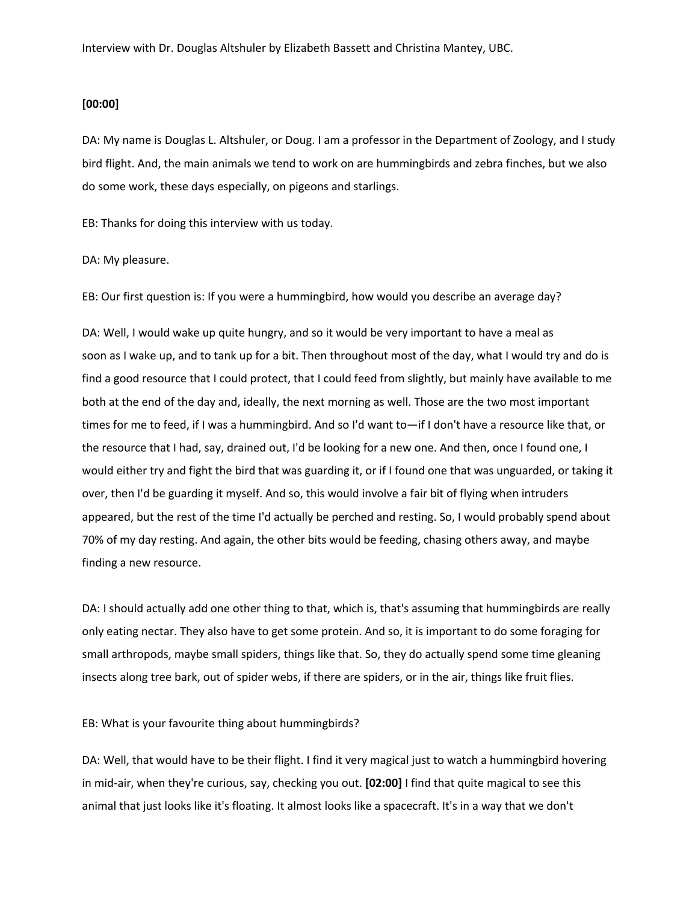Interview with Dr. Douglas Altshuler by Elizabeth Bassett and Christina Mantey, UBC.

**[00:00]**

DA: My name is Douglas L. Altshuler, or Doug. I am a professor in the Department of Zoology, and I study bird flight. And, the main animals we tend to work on are hummingbirds and zebra finches, but we also do some work, these days especially, on pigeons and starlings.

EB: Thanks for doing this interview with us today.

DA: My pleasure.

EB: Our first question is: If you were a hummingbird, how would you describe an average day?

DA: Well, I would wake up quite hungry, and so it would be very important to have a meal as soon as I wake up, and to tank up for a bit. Then throughout most of the day, what I would try and do is find a good resource that I could protect, that I could feed from slightly, but mainly have available to me both at the end of the day and, ideally, the next morning as well. Those are the two most important times for me to feed, if I was a hummingbird. And so I'd want to—if I don't have a resource like that, or the resource that I had, say, drained out, I'd be looking for a new one. And then, once I found one, I would either try and fight the bird that was guarding it, or if I found one that was unguarded, or taking it over, then I'd be guarding it myself. And so, this would involve a fair bit of flying when intruders appeared, but the rest of the time I'd actually be perched and resting. So, I would probably spend about 70% of my day resting. And again, the other bits would be feeding, chasing others away, and maybe finding a new resource.

DA: I should actually add one other thing to that, which is, that's assuming that hummingbirds are really only eating nectar. They also have to get some protein. And so, it is important to do some foraging for small arthropods, maybe small spiders, things like that. So, they do actually spend some time gleaning insects along tree bark, out of spider webs, if there are spiders, or in the air, things like fruit flies.

EB: What is your favourite thing about hummingbirds?

DA: Well, that would have to be their flight. I find it very magical just to watch a hummingbird hovering in mid-air, when they're curious, say, checking you out. **[02:00]** I find that quite magical to see this animal that just looks like it's floating. It almost looks like a spacecraft. It's in a way that we don't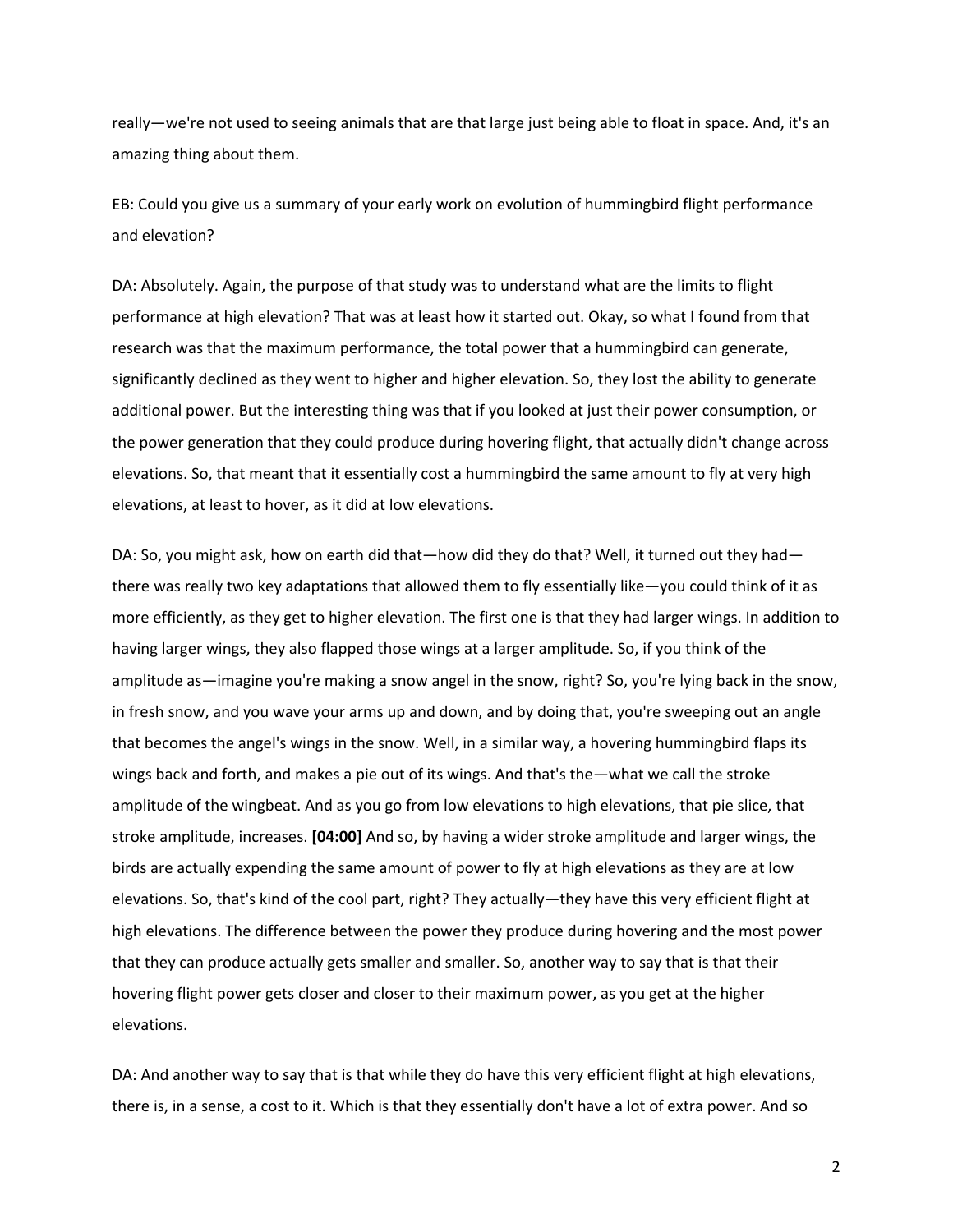really—we're not used to seeing animals that are that large just being able to float in space. And, it's an amazing thing about them.

EB: Could you give us a summary of your early work on evolution of hummingbird flight performance and elevation?

DA: Absolutely. Again, the purpose of that study was to understand what are the limits to flight performance at high elevation? That was at least how it started out. Okay, so what I found from that research was that the maximum performance, the total power that a hummingbird can generate, significantly declined as they went to higher and higher elevation. So, they lost the ability to generate additional power. But the interesting thing was that if you looked at just their power consumption, or the power generation that they could produce during hovering flight, that actually didn't change across elevations. So, that meant that it essentially cost a hummingbird the same amount to fly at very high elevations, at least to hover, as it did at low elevations.

DA: So, you might ask, how on earth did that—how did they do that? Well, it turned out they had—there was really two key adaptations that allowed them to fly essentially like—you could think of it as more efficiently, as they get to higher elevation. The first one is that they had larger wings. In addition to having larger wings, they also flapped those wings at a larger amplitude. So, if you think of the amplitude as—imagine you're making a snow angel in the snow, right? So, you're lying back in the snow, in fresh snow, and you wave your arms up and down, and by doing that, you're sweeping out an angle that becomes the angel's wings in the snow. Well, in a similar way, a hovering hummingbird flaps its wings back and forth, and makes a pie out of its wings. And that's the—what we call the stroke amplitude of the wingbeat. And as you go from low elevations to high elevations, that pie slice, that stroke amplitude, increases. **[04:00]** And so, by having a wider stroke amplitude and larger wings, the birds are actually expending the same amount of power to fly at high elevations as they are at low elevations. So, that's kind of the cool part, right? They actually—they have this very efficient flight at high elevations. The difference between the power they produce during hovering and the most power that they can produce actually gets smaller and smaller. So, another way to say that is that their hovering flight power gets closer and closer to their maximum power, as you get at the higher elevations.

DA: And another way to say that is that while they do have this very efficient flight at high elevations, there is, in a sense, a cost to it. Which is that they essentially don't have a lot of extra power. And so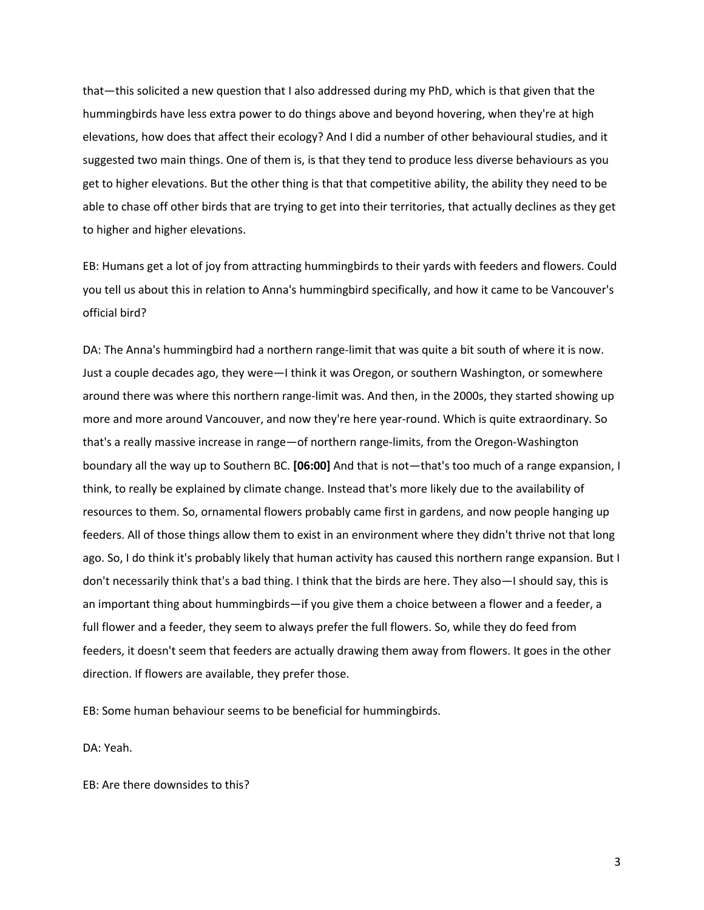that—this solicited a new question that I also addressed during my PhD, which is that given that the hummingbirds have less extra power to do things above and beyond hovering, when they're at high elevations, how does that affect their ecology? And I did a number of other behavioural studies, and it suggested two main things. One of them is, is that they tend to produce less diverse behaviours as you get to higher elevations. But the other thing is that that competitive ability, the ability they need to be able to chase off other birds that are trying to get into their territories, that actually declines as they get to higher and higher elevations.

EB: Humans get a lot of joy from attracting hummingbirds to their yards with feeders and flowers. Could you tell us about this in relation to Anna's hummingbird specifically, and how it came to be Vancouver's official bird?

DA: The Anna's hummingbird had a northern range-limit that was quite a bit south of where it is now. Just a couple decades ago, they were—I think it was Oregon, or southern Washington, or somewhere around there was where this northern range-limit was. And then, in the 2000s, they started showing up more and more around Vancouver, and now they're here year-round. Which is quite extraordinary. So that's a really massive increase in range—of northern range-limits, from the Oregon-Washington boundary all the way up to Southern BC. **[06:00]** And that is not—that's too much of a range expansion, I think, to really be explained by climate change. Instead that's more likely due to the availability of resources to them. So, ornamental flowers probably came first in gardens, and now people hanging up feeders. All of those things allow them to exist in an environment where they didn't thrive not that long ago. So, I do think it's probably likely that human activity has caused this northern range expansion. But I don't necessarily think that's a bad thing. I think that the birds are here. They also—I should say, this is an important thing about hummingbirds—if you give them a choice between a flower and a feeder, a full flower and a feeder, they seem to always prefer the full flowers. So, while they do feed from feeders, it doesn't seem that feeders are actually drawing them away from flowers. It goes in the other direction. If flowers are available, they prefer those.

EB: Some human behaviour seems to be beneficial for hummingbirds.

DA: Yeah.

EB: Are there downsides to this?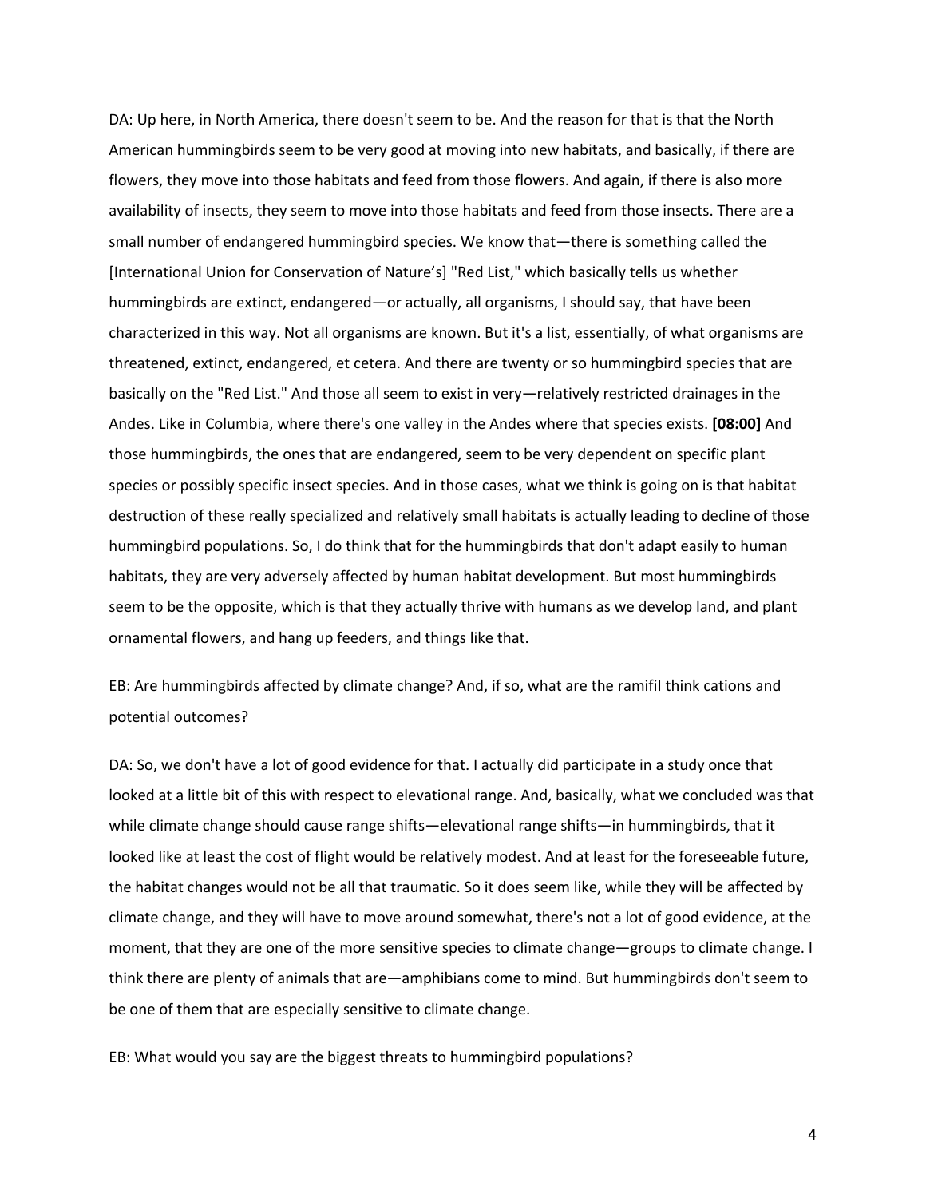DA: Up here, in North America, there doesn't seem to be. And the reason for that is that the North American hummingbirds seem to be very good at moving into new habitats, and basically, if there are flowers, they move into those habitats and feed from those flowers. And again, if there is also more availability of insects, they seem to move into those habitats and feed from those insects. There are a small number of endangered hummingbird species. We know that—there is something called the [International Union for Conservation of Nature's] "Red List," which basically tells us whether hummingbirds are extinct, endangered—or actually, all organisms, I should say, that have been characterized in this way. Not all organisms are known. But it's a list, essentially, of what organisms are threatened, extinct, endangered, et cetera. And there are twenty or so hummingbird species that are basically on the "Red List." And those all seem to exist in very—relatively restricted drainages in the Andes. Like in Columbia, where there's one valley in the Andes where that species exists. **[08:00]** And those hummingbirds, the ones that are endangered, seem to be very dependent on specific plant species or possibly specific insect species. And in those cases, what we think is going on is that habitat destruction of these really specialized and relatively small habitats is actually leading to decline of those hummingbird populations. So, I do think that for the hummingbirds that don't adapt easily to human habitats, they are very adversely affected by human habitat development. But most hummingbirds seem to be the opposite, which is that they actually thrive with humans as we develop land, and plant ornamental flowers, and hang up feeders, and things like that.

EB: Are hummingbirds affected by climate change? And, if so, what are the ramifiI think cations and potential outcomes?

DA: So, we don't have a lot of good evidence for that. I actually did participate in a study once that looked at a little bit of this with respect to elevational range. And, basically, what we concluded was that while climate change should cause range shifts—elevational range shifts—in hummingbirds, that it looked like at least the cost of flight would be relatively modest. And at least for the foreseeable future, the habitat changes would not be all that traumatic. So it does seem like, while they will be affected by climate change, and they will have to move around somewhat, there's not a lot of good evidence, at the moment, that they are one of the more sensitive species to climate change—groups to climate change. I think there are plenty of animals that are—amphibians come to mind. But hummingbirds don't seem to be one of them that are especially sensitive to climate change.

EB: What would you say are the biggest threats to hummingbird populations?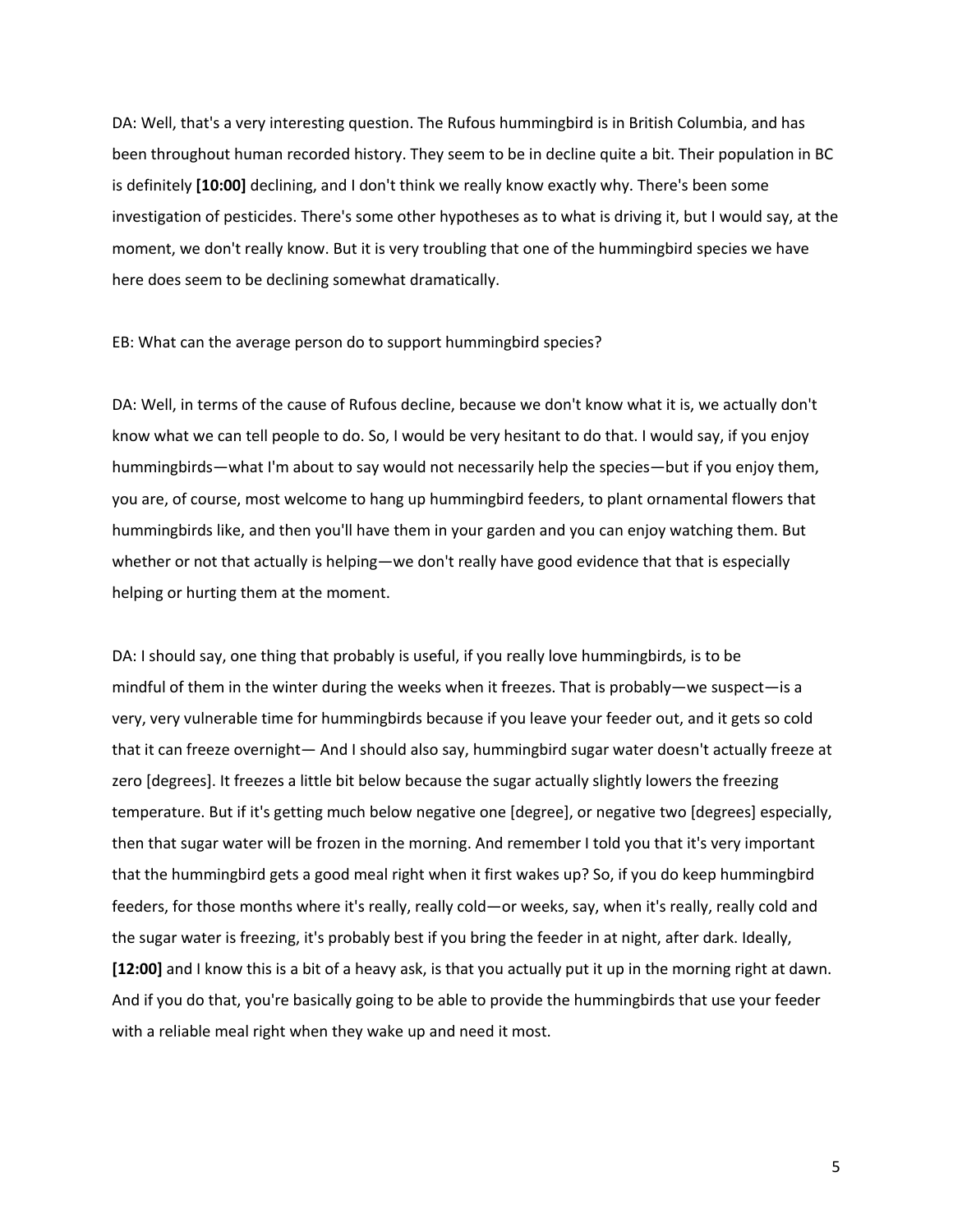DA: Well, that's a very interesting question. The Rufous hummingbird is in British Columbia, and has been throughout human recorded history. They seem to be in decline quite a bit. Their population in BC is definitely **[10:00]** declining, and I don't think we really know exactly why. There's been some investigation of pesticides. There's some other hypotheses as to what is driving it, but I would say, at the moment, we don't really know. But it is very troubling that one of the hummingbird species we have here does seem to be declining somewhat dramatically.

EB: What can the average person do to support hummingbird species?

DA: Well, in terms of the cause of Rufous decline, because we don't know what it is, we actually don't know what we can tell people to do. So, I would be very hesitant to do that. I would say, if you enjoy hummingbirds—what I'm about to say would not necessarily help the species—but if you enjoy them, you are, of course, most welcome to hang up hummingbird feeders, to plant ornamental flowers that hummingbirds like, and then you'll have them in your garden and you can enjoy watching them. But whether or not that actually is helping—we don't really have good evidence that that is especially helping or hurting them at the moment.

DA: I should say, one thing that probably is useful, if you really love hummingbirds, is to be mindful of them in the winter during the weeks when it freezes. That is probably—we suspect—is a very, very vulnerable time for hummingbirds because if you leave your feeder out, and it gets so cold that it can freeze overnight— And I should also say, hummingbird sugar water doesn't actually freeze at zero [degrees]. It freezes a little bit below because the sugar actually slightly lowers the freezing temperature. But if it's getting much below negative one [degree], or negative two [degrees] especially, then that sugar water will be frozen in the morning. And remember I told you that it's very important that the hummingbird gets a good meal right when it first wakes up? So, if you do keep hummingbird feeders, for those months where it's really, really cold—or weeks, say, when it's really, really cold and the sugar water is freezing, it's probably best if you bring the feeder in at night, after dark. Ideally, **[12:00]** and I know this is a bit of a heavy ask, is that you actually put it up in the morning right at dawn. And if you do that, you're basically going to be able to provide the hummingbirds that use your feeder with a reliable meal right when they wake up and need it most.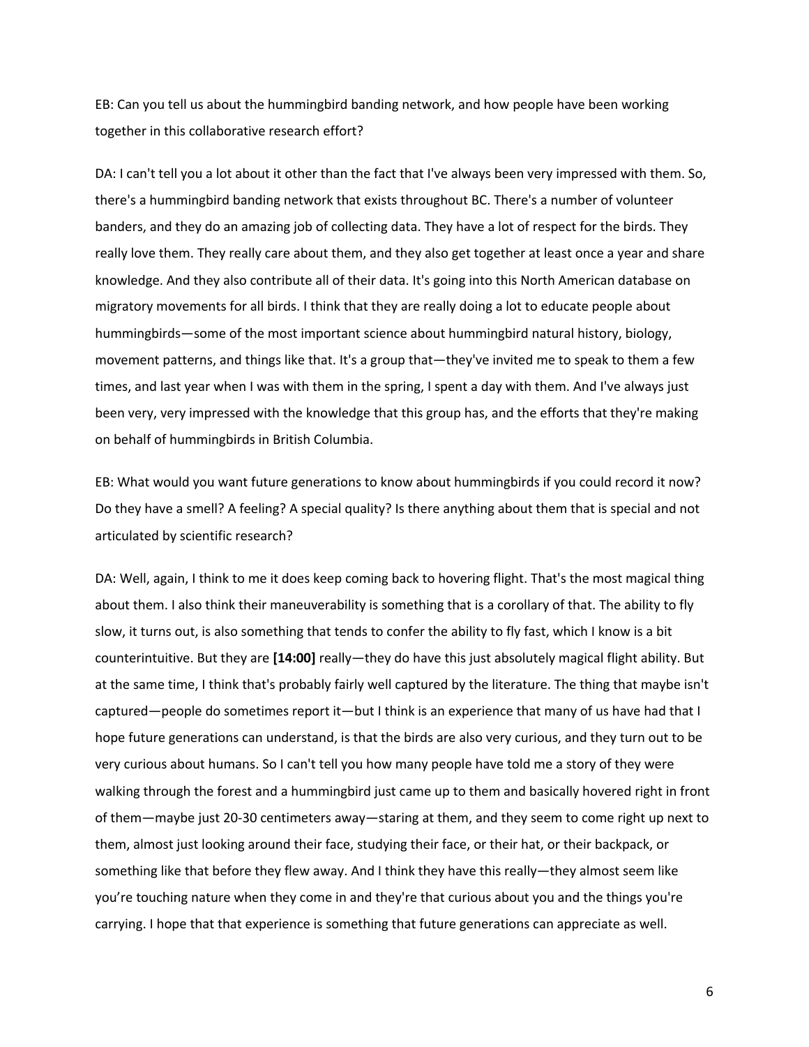EB: Can you tell us about the hummingbird banding network, and how people have been working together in this collaborative research effort?

DA: I can't tell you a lot about it other than the fact that I've always been very impressed with them. So, there's a hummingbird banding network that exists throughout BC. There's a number of volunteer banders, and they do an amazing job of collecting data. They have a lot of respect for the birds. They really love them. They really care about them, and they also get together at least once a year and share knowledge. And they also contribute all of their data. It's going into this North American database on migratory movements for all birds. I think that they are really doing a lot to educate people about hummingbirds—some of the most important science about hummingbird natural history, biology, movement patterns, and things like that. It's a group that—they've invited me to speak to them a few times, and last year when I was with them in the spring, I spent a day with them. And I've always just been very, very impressed with the knowledge that this group has, and the efforts that they're making on behalf of hummingbirds in British Columbia.

EB: What would you want future generations to know about hummingbirds if you could record it now? Do they have a smell? A feeling? A special quality? Is there anything about them that is special and not articulated by scientific research?

DA: Well, again, I think to me it does keep coming back to hovering flight. That's the most magical thing about them. I also think their maneuverability is something that is a corollary of that. The ability to fly slow, it turns out, is also something that tends to confer the ability to fly fast, which I know is a bit counterintuitive. But they are **[14:00]** really—they do have this just absolutely magical flight ability. But at the same time, I think that's probably fairly well captured by the literature. The thing that maybe isn't captured—people do sometimes report it—but I think is an experience that many of us have had that I hope future generations can understand, is that the birds are also very curious, and they turn out to be very curious about humans. So I can't tell you how many people have told me a story of they were walking through the forest and a hummingbird just came up to them and basically hovered right in front of them—maybe just 20-30 centimeters away—staring at them, and they seem to come right up next to them, almost just looking around their face, studying their face, or their hat, or their backpack, or something like that before they flew away. And I think they have this really—they almost seem like you're touching nature when they come in and they're that curious about you and the things you're carrying. I hope that that experience is something that future generations can appreciate as well.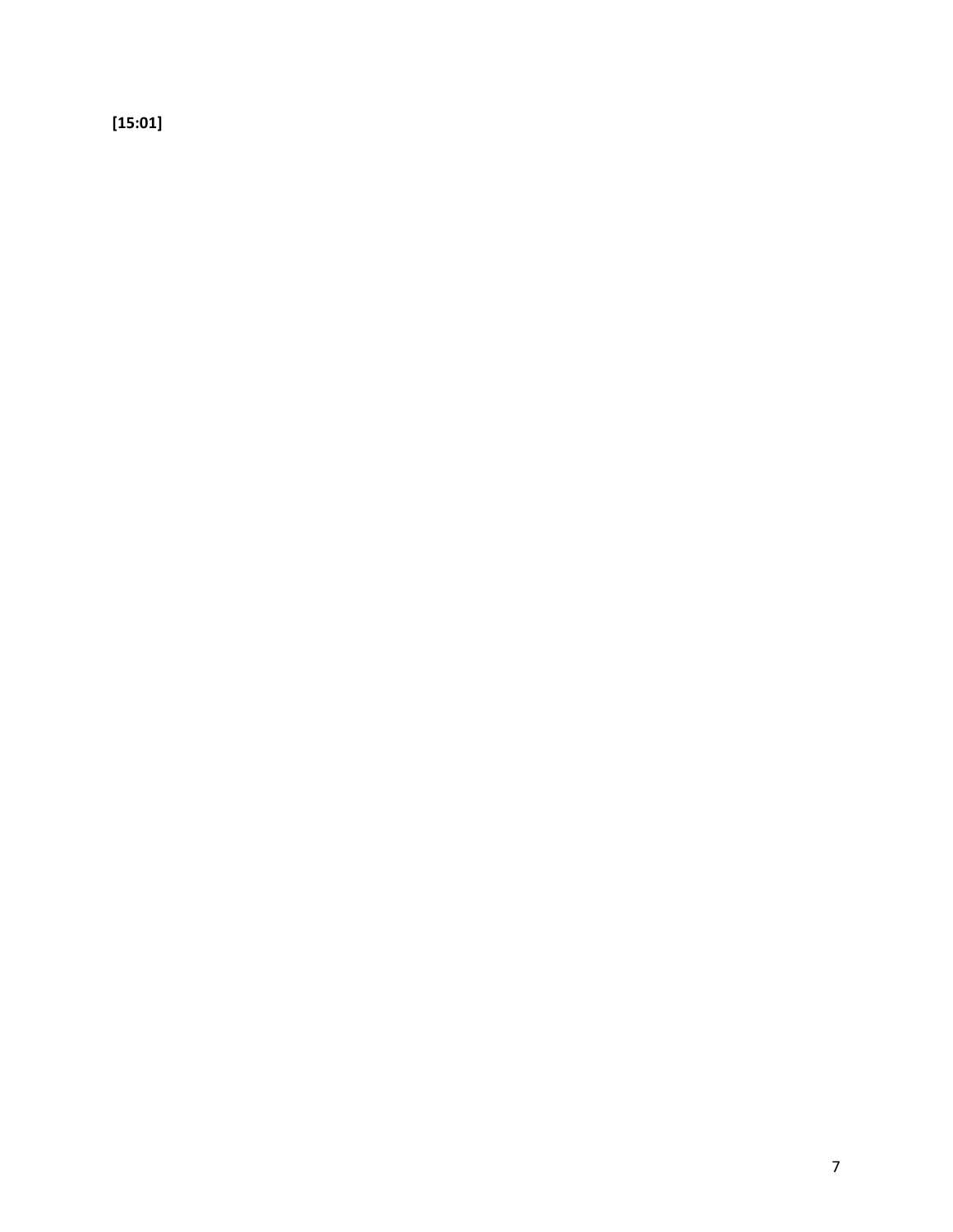**[15:01]**